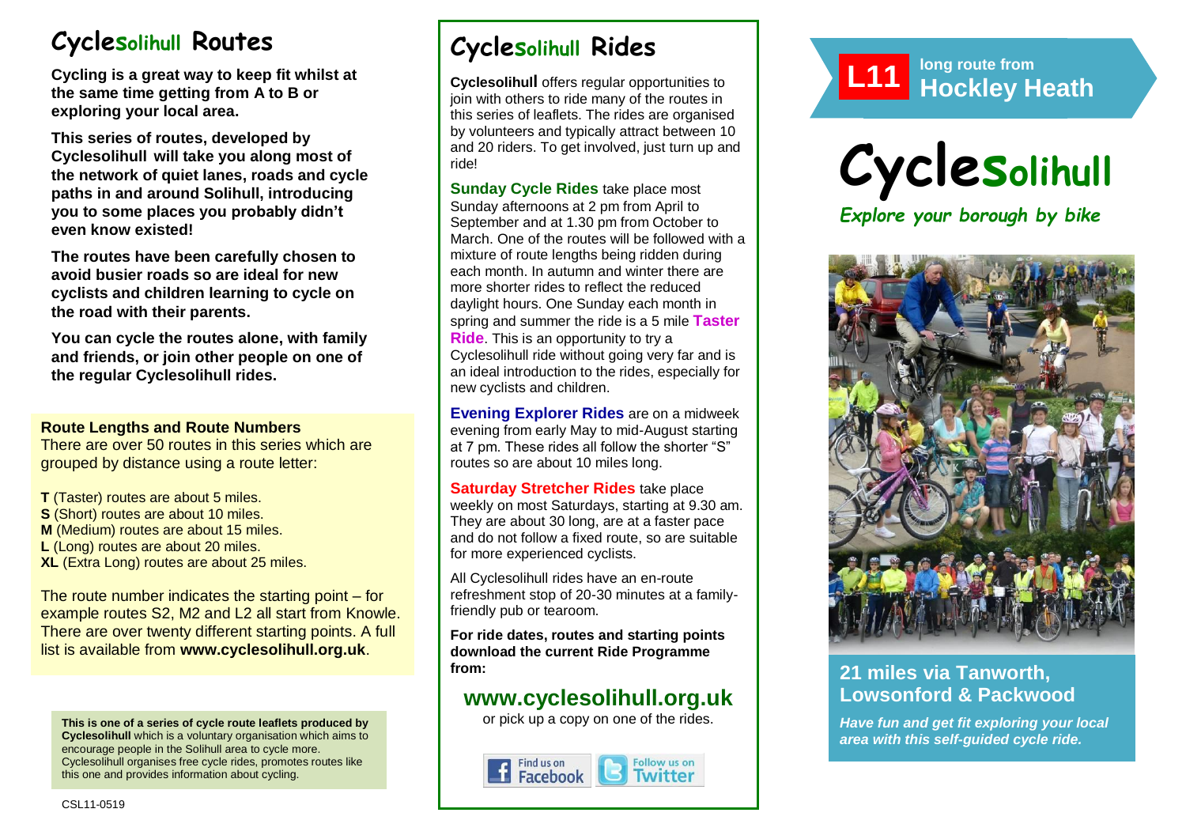# Cyclesolihull Routes

**Cycling is a great way to keep fit whilst at the same time getting from A to B or exploring your local area.**

**This series of routes, developed by Cyclesolihull will take you along most of the network of quiet lanes, roads and cycle paths in and around Solihull, introducing you to some places you probably didn't even know existed!**

**The routes have been carefully chosen to avoid busier roads so are ideal for new cyclists and children learning to cycle on the road with their parents.**

**You can cycle the routes alone, with family and friends, or join other people on one of the regular Cyclesolihull rides.**

**Route Lengths and Route Numbers**
There are over 50 routes in this series which are grouped by distance using a route letter:

**T** (Taster) routes are about 5 miles.
**S** (Short) routes are about 10 miles.
**M** (Medium) routes are about 15 miles.
**L** (Long) routes are about 20 miles.
**XL** (Extra Long) routes are about 25 miles.

The route number indicates the starting point – for example routes S2, M2 and L2 all start from Knowle. There are over twenty different starting points. A full list is available from **www.cyclesolihull.org.uk**.

**This is one of a series of cycle route leaflets produced by Cyclesolihull** which is a voluntary organisation which aims to encourage people in the Solihull area to cycle more. Cyclesolihull organises free cycle rides, promotes routes like this one and provides information about cycling.

CSL11-0519

# Cyclesolihull Rides

**Cyclesolihull** offers regular opportunities to join with others to ride many of the routes in this series of leaflets. The rides are organised by volunteers and typically attract between 10 and 20 riders. To get involved, just turn up and ride!

**Sunday Cycle Rides** take place most Sunday afternoons at 2 pm from April to September and at 1.30 pm from October to March. One of the routes will be followed with a mixture of route lengths being ridden during each month. In autumn and winter there are more shorter rides to reflect the reduced daylight hours. One Sunday each month in spring and summer the ride is a 5 mile **Taster Ride**. This is an opportunity to try a Cyclesolihull ride without going very far and is an ideal introduction to the rides, especially for new cyclists and children.

**Evening Explorer Rides** are on a midweek evening from early May to mid-August starting at 7 pm. These rides all follow the shorter "S" routes so are about 10 miles long.

**Saturday Stretcher Rides** take place weekly on most Saturdays, starting at 9.30 am. They are about 30 long, are at a faster pace and do not follow a fixed route, so are suitable for more experienced cyclists.

All Cyclesolihull rides have an en-route refreshment stop of 20-30 minutes at a family-friendly pub or tearoom.

**For ride dates, routes and starting points download the current Ride Programme from:**

## www.cyclesolihull.org.uk

or pick up a copy on one of the rides.

Find us on Facebook | Follow us on Twitter

**L11** long route from **Hockley Heath**

# Cyclesolihull

*Explore your borough by bike*

## 21 miles via Tanworth, Lowsonford & Packwood

***Have fun and get fit exploring your local area with this self-guided cycle ride.***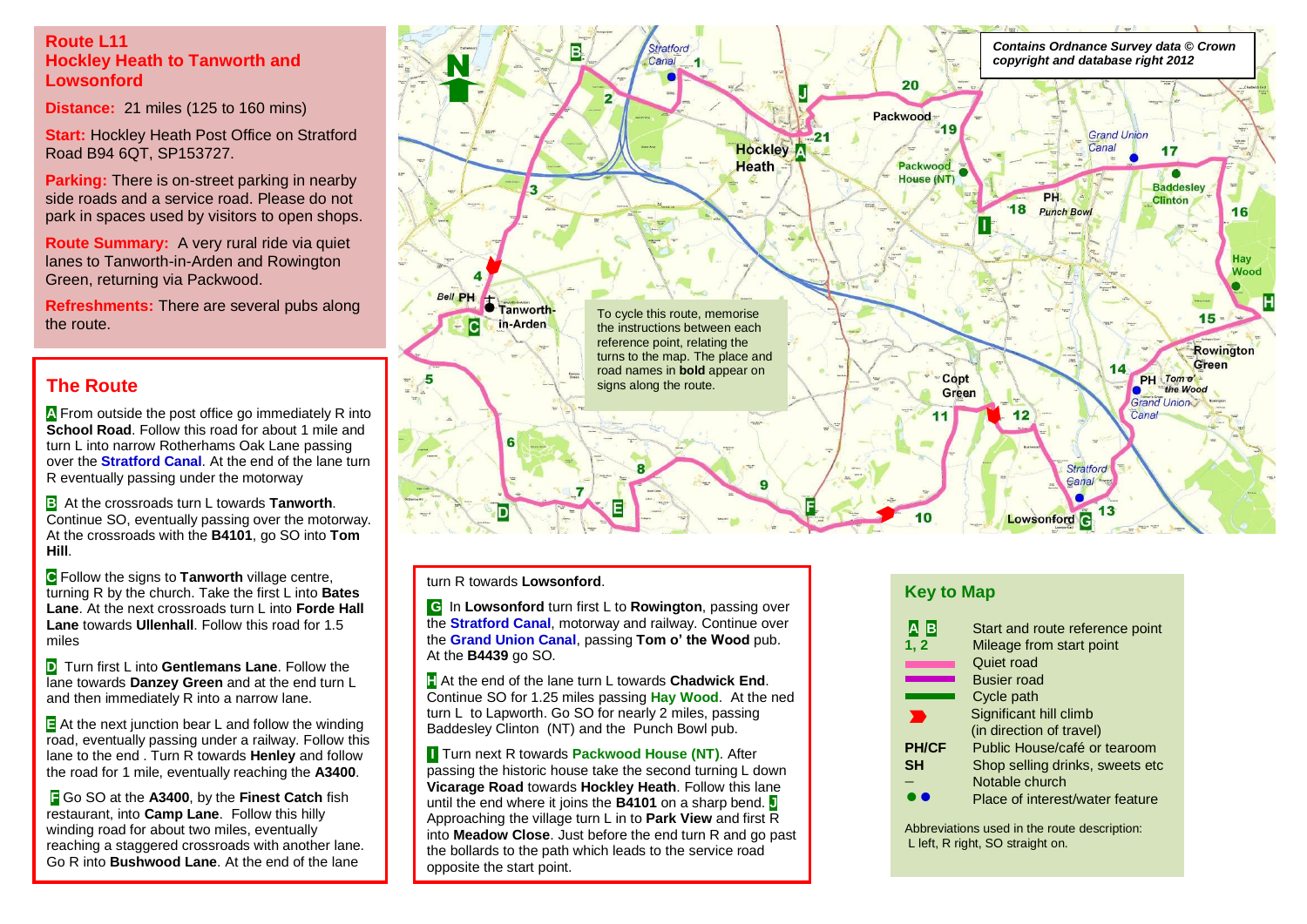## Route L11
## Hockley Heath to Tanworth and Lowsonford

**Distance:** 21 miles (125 to 160 mins)

**Start:** Hockley Heath Post Office on Stratford Road B94 6QT, SP153727.

**Parking:** There is on-street parking in nearby side roads and a service road. Please do not park in spaces used by visitors to open shops.

**Route Summary:** A very rural ride via quiet lanes to Tanworth-in-Arden and Rowington Green, returning via Packwood.

**Refreshments:** There are several pubs along the route.

*Contains Ordnance Survey data © Crown copyright and database right 2012*

To cycle this route, memorise the instructions between each reference point, relating the turns to the map. The place and road names in **bold** appear on signs along the route.

## The Route

**A** From outside the post office go immediately R into **School Road**. Follow this road for about 1 mile and turn L into narrow Rotherhams Oak Lane passing over the **Stratford Canal**. At the end of the lane turn R eventually passing under the motorway

**B** At the crossroads turn L towards **Tanworth**. Continue SO, eventually passing over the motorway. At the crossroads with the **B4101**, go SO into **Tom Hill**.

**C** Follow the signs to **Tanworth** village centre, turning R by the church. Take the first L into **Bates Lane**. At the next crossroads turn L into **Forde Hall Lane** towards **Ullenhall**. Follow this road for 1.5 miles

**D** Turn first L into **Gentlemans Lane**. Follow the lane towards **Danzey Green** and at the end turn L and then immediately R into a narrow lane.

**E** At the next junction bear L and follow the winding road, eventually passing under a railway. Follow this lane to the end . Turn R towards **Henley** and follow the road for 1 mile, eventually reaching the **A3400**.

**F** Go SO at the **A3400**, by the **Finest Catch** fish restaurant, into **Camp Lane**. Follow this hilly winding road for about two miles, eventually reaching a staggered crossroads with another lane. Go R into **Bushwood Lane**. At the end of the lane turn R towards **Lowsonford**.

**G** In **Lowsonford** turn first L to **Rowington**, passing over the **Stratford Canal**, motorway and railway. Continue over the **Grand Union Canal**, passing **Tom o' the Wood** pub. At the **B4439** go SO.

**H** At the end of the lane turn L towards **Chadwick End**. Continue SO for 1.25 miles passing **Hay Wood**. At the ned turn L to Lapworth. Go SO for nearly 2 miles, passing Baddesley Clinton (NT) and the Punch Bowl pub.

**I** Turn next R towards **Packwood House (NT)**. After passing the historic house take the second turning L down **Vicarage Road** towards **Hockley Heath**. Follow this lane until the end where it joins the **B4101** on a sharp bend. **J** Approaching the village turn L in to **Park View** and first R into **Meadow Close**. Just before the end turn R and go past the bollards to the path which leads to the service road opposite the start point.

## Key to Map

| | |
|---|---|
| A B | Start and route reference point |
| 1, 2 | Mileage from start point |
| (pink line) | Quiet road |
| (purple line) | Busier road |
| (green line) | Cycle path |
| (red arrow) | Significant hill climb (in direction of travel) |
| PH/CF | Public House/café or tearoom |
| SH | Shop selling drinks, sweets etc |
| – | Notable church |
| ● ● | Place of interest/water feature |

Abbreviations used in the route description:
L left, R right, SO straight on.